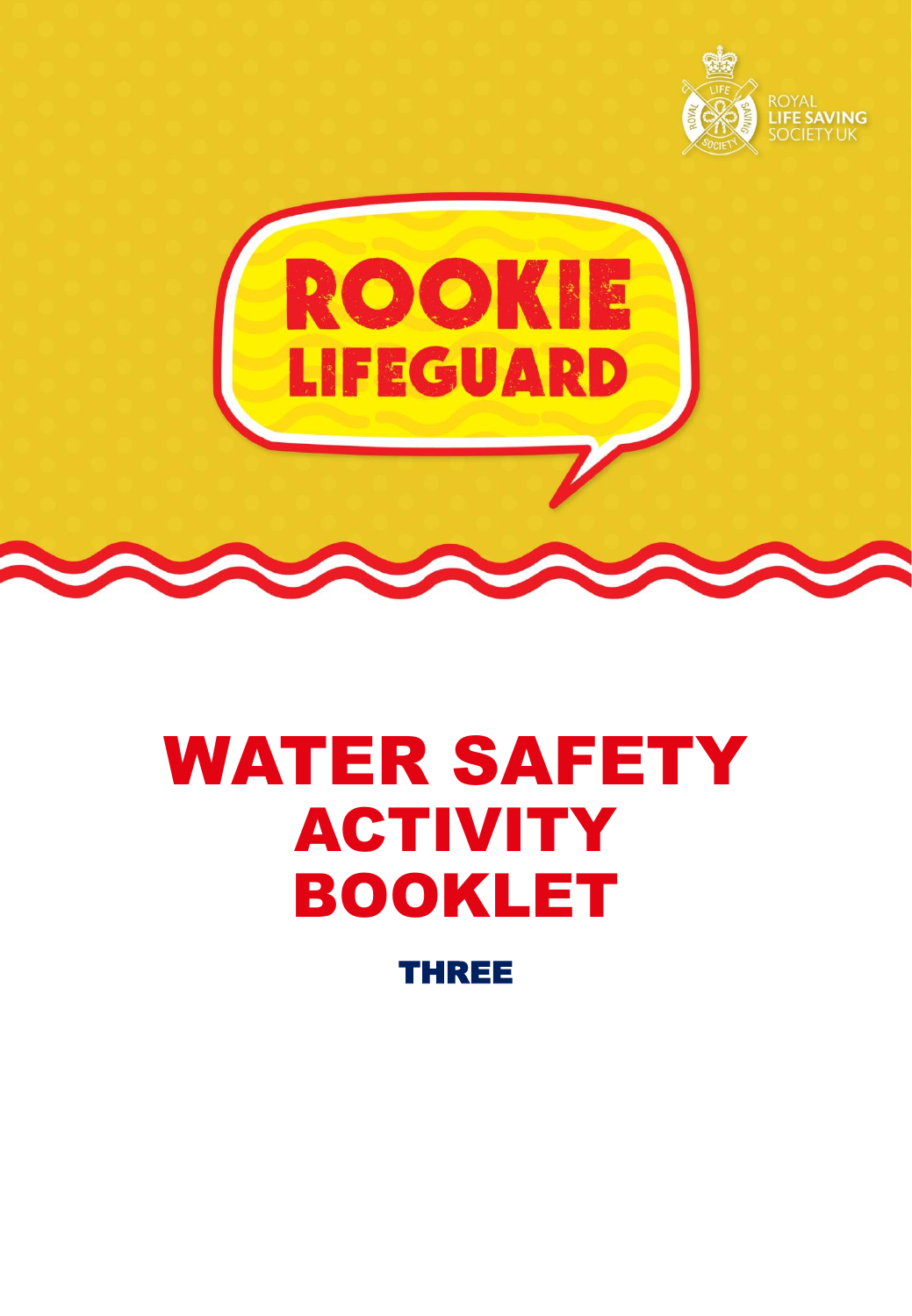ROYAL LIFE SAVING SOCIETY UK

# ROOKIE LIFEGUARD

# WATER SAFETY ACTIVITY BOOKLET

## THREE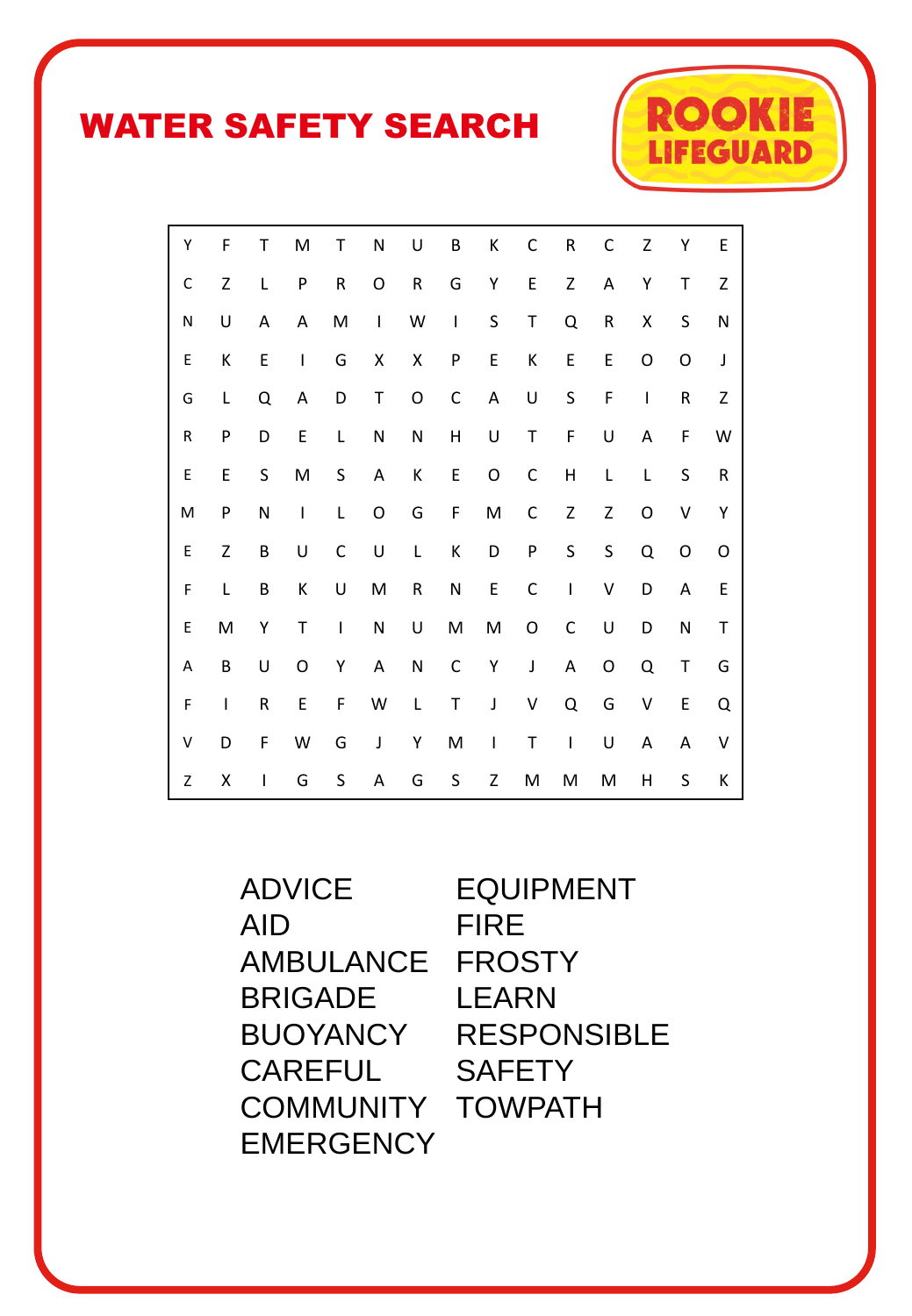# WATER SAFETY SEARCH

ROOKIE LIFEGUARD

| | | | | | | | | | | | | | | |
|---|---|---|---|---|---|---|---|---|---|---|---|---|---|---|
| Y | F | T | M | T | N | U | B | K | C | R | C | Z | Y | E |
| C | Z | L | P | R | O | R | G | Y | E | Z | A | Y | T | Z |
| N | U | A | A | M | I | W | I | S | T | Q | R | X | S | N |
| E | K | E | I | G | X | X | P | E | K | E | E | O | O | J |
| G | L | Q | A | D | T | O | C | A | U | S | F | I | R | Z |
| R | P | D | E | L | N | N | H | U | T | F | U | A | F | W |
| E | E | S | M | S | A | K | E | O | C | H | L | L | S | R |
| M | P | N | I | L | O | G | F | M | C | Z | Z | O | V | Y |
| E | Z | B | U | C | U | L | K | D | P | S | S | Q | O | O |
| F | L | B | K | U | M | R | N | E | C | I | V | D | A | E |
| E | M | Y | T | I | N | U | M | M | O | C | U | D | N | T |
| A | B | U | O | Y | A | N | C | Y | J | A | O | Q | T | G |
| F | I | R | E | F | W | L | T | J | V | Q | G | V | E | Q |
| V | D | F | W | G | J | Y | M | I | T | I | U | A | A | V |
| Z | X | I | G | S | A | G | S | Z | M | M | M | H | S | K |

- ADVICE
- AID
- AMBULANCE
- BRIGADE
- BUOYANCY
- CAREFUL
- COMMUNITY
- EMERGENCY
- EQUIPMENT
- FIRE
- FROSTY
- LEARN
- RESPONSIBLE
- SAFETY
- TOWPATH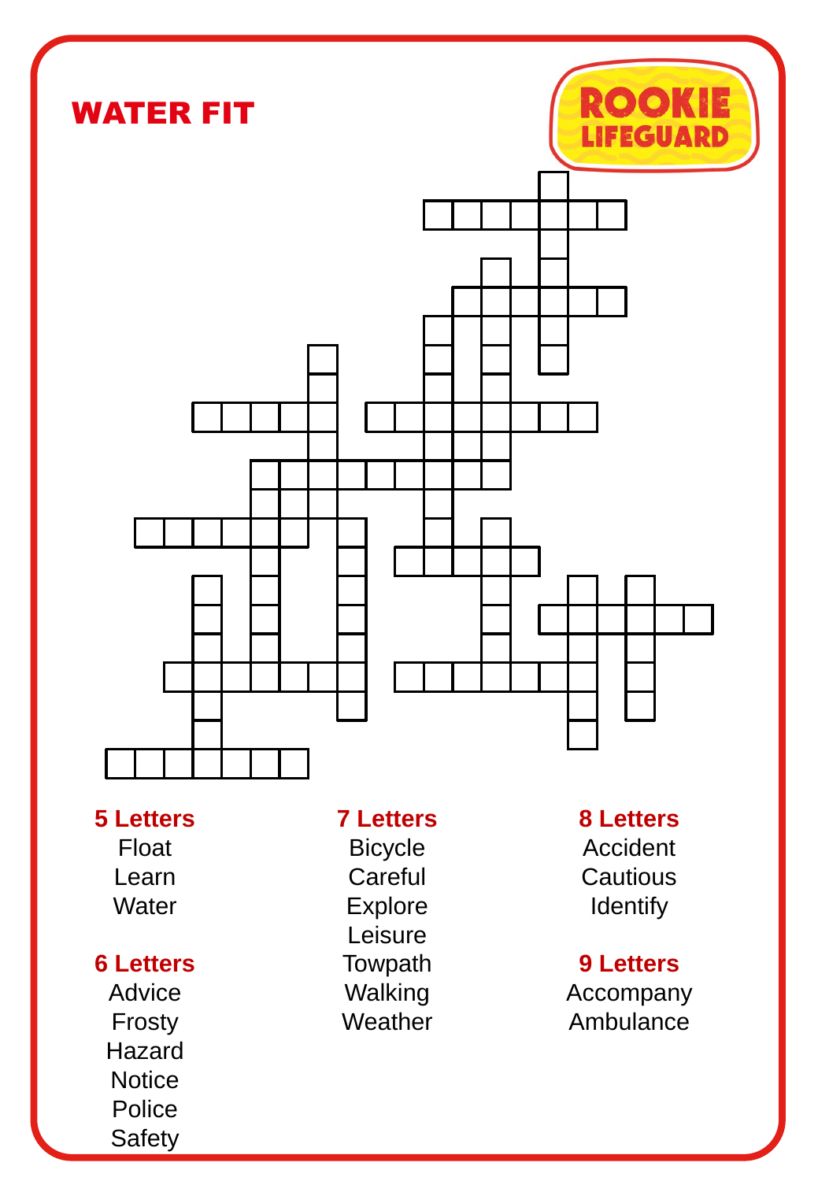# WATER FIT

ROOKIE LIFEGUARD

**5 Letters**
- Float
- Learn
- Water

**6 Letters**
- Advice
- Frosty
- Hazard
- Notice
- Police
- Safety

**7 Letters**
- Bicycle
- Careful
- Explore
- Leisure
- Towpath
- Walking
- Weather

**8 Letters**
- Accident
- Cautious
- Identify

**9 Letters**
- Accompany
- Ambulance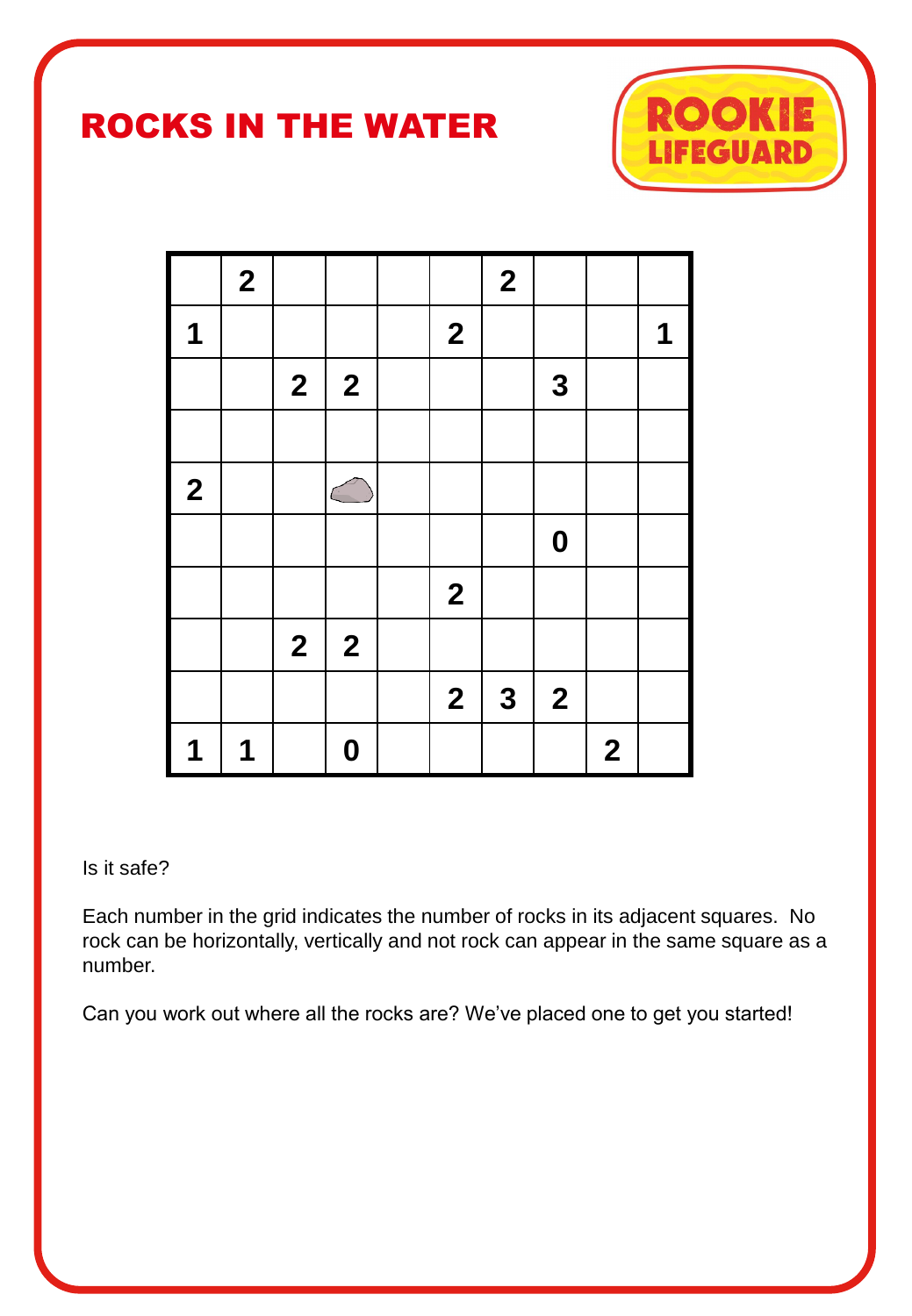# ROCKS IN THE WATER

ROOKIE LIFEGUARD

| | | | | | | | | | |
|---|---|---|---|---|---|---|---|---|---|
| | 2 | | | | | 2 | | | |
| 1 | | | | | 2 | | | | 1 |
| | | 2 | 2 | | | | 3 | | |
| | | | | | | | | | |
| 2 | | | (rock) | | | | | | |
| | | | | | | | 0 | | |
| | | | | | 2 | | | | |
| | | 2 | 2 | | | | | | |
| | | | | | 2 | 3 | 2 | | |
| 1 | 1 | | 0 | | | | | 2 | |

Is it safe?

Each number in the grid indicates the number of rocks in its adjacent squares. No rock can be horizontally, vertically and not rock can appear in the same square as a number.

Can you work out where all the rocks are? We've placed one to get you started!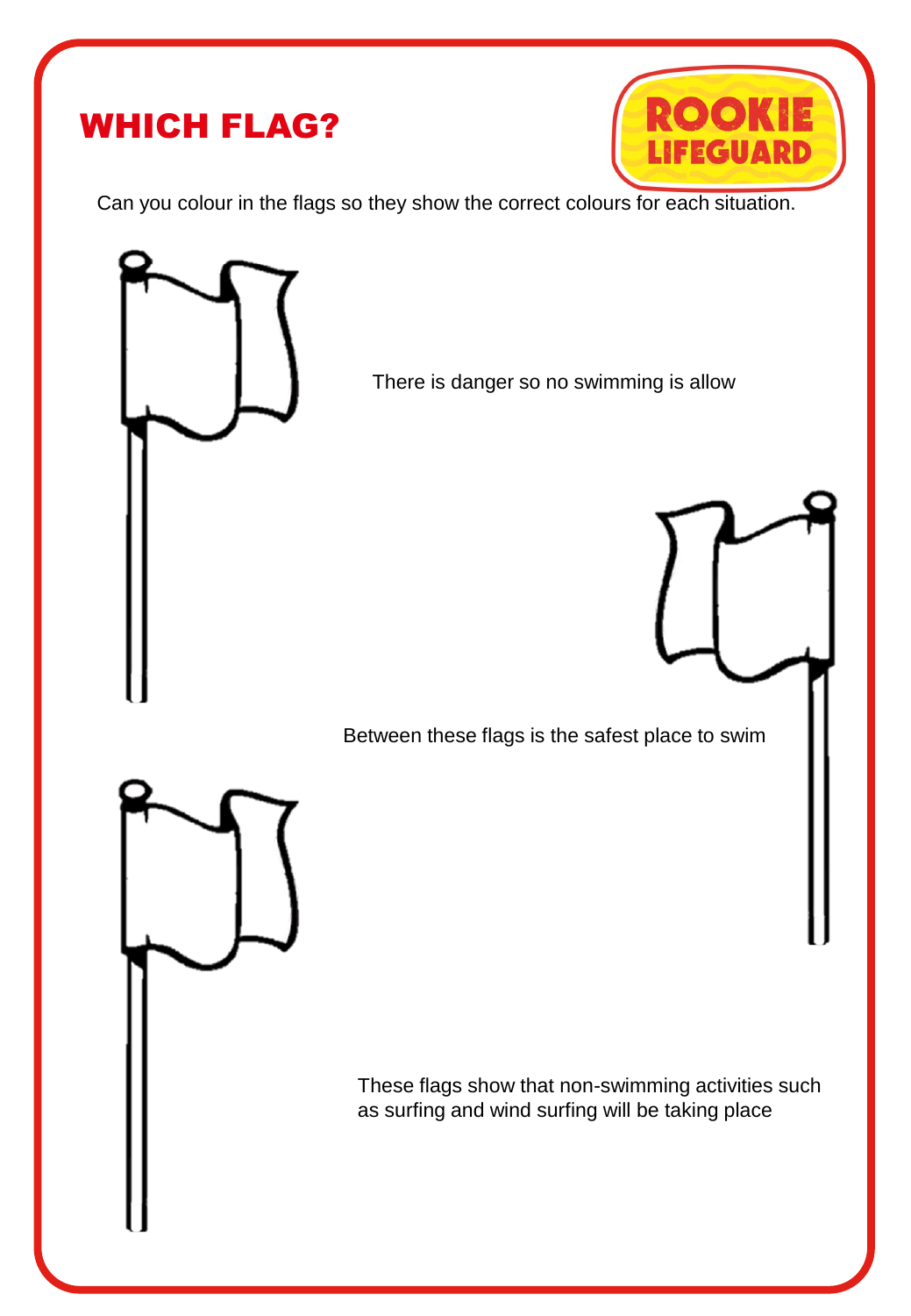# WHICH FLAG?

ROOKIE LIFEGUARD

Can you colour in the flags so they show the correct colours for each situation.

There is danger so no swimming is allow

Between these flags is the safest place to swim

These flags show that non-swimming activities such as surfing and wind surfing will be taking place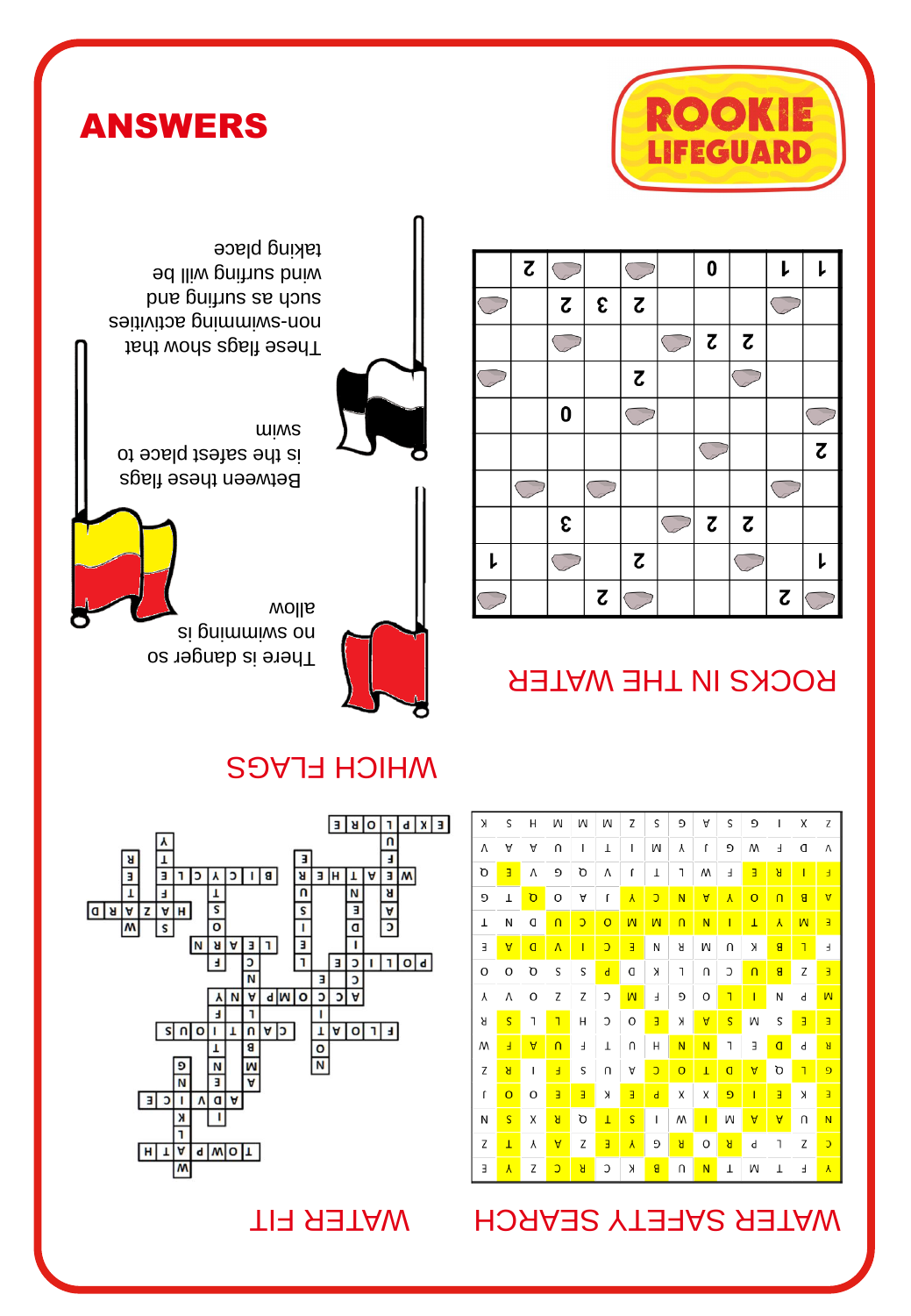# ANSWERS

ROOKIE LIFEGUARD

## ROCKS IN THE WATER

## WHICH FLAGS

There is danger so no swimming is allow

Between these flags is the safest place to swim

These flags show that non-swimming activities such as surfing and wind surfing will be taking place

## WATER SAFETY SEARCH

## WATER FIT